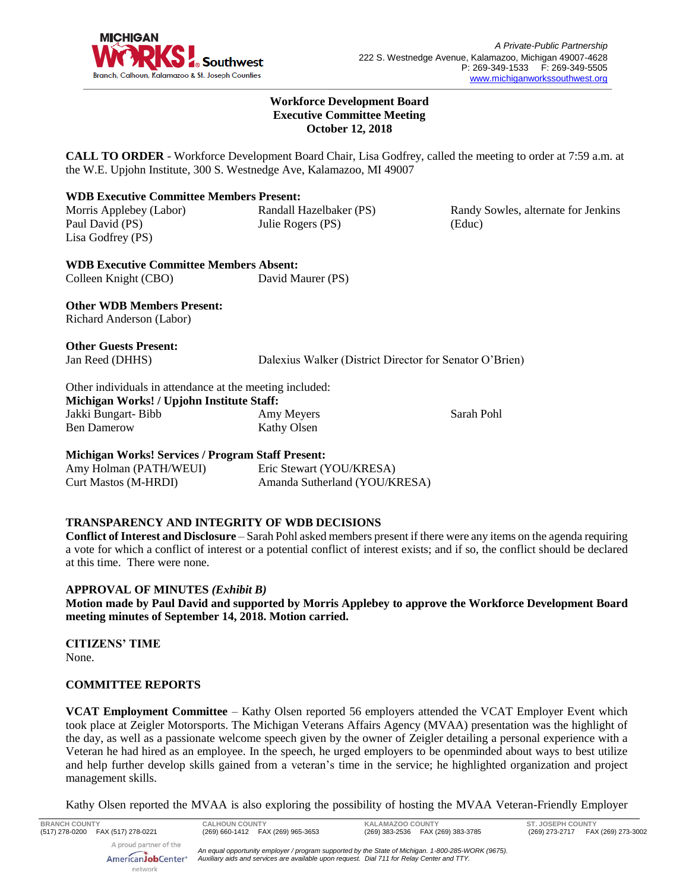A Private-Public Partnership
222 S. Westnedge Avenue, Kalamazoo, Michigan 49007-4628
P: 269-349-1533 F: 269-349-5505
www.michiganworkssouthwest.org

**Workforce Development Board**
**Executive Committee Meeting**
**October 12, 2018**

**CALL TO ORDER** - Workforce Development Board Chair, Lisa Godfrey, called the meeting to order at 7:59 a.m. at the W.E. Upjohn Institute, 300 S. Westnedge Ave, Kalamazoo, MI 49007

**WDB Executive Committee Members Present:**
Morris Applebey (Labor)
Paul David (PS)
Lisa Godfrey (PS)
Randall Hazelbaker (PS)
Julie Rogers (PS)
Randy Sowles, alternate for Jenkins (Educ)

**WDB Executive Committee Members Absent:**
Colleen Knight (CBO)
David Maurer (PS)

**Other WDB Members Present:**
Richard Anderson (Labor)

**Other Guests Present:**
Jan Reed (DHHS)
Dalexius Walker (District Director for Senator O'Brien)

Other individuals in attendance at the meeting included:
**Michigan Works! / Upjohn Institute Staff:**
Jakki Bungart- Bibb
Ben Damerow
Amy Meyers
Kathy Olsen
Sarah Pohl

**Michigan Works! Services / Program Staff Present:**
Amy Holman (PATH/WEUI)
Curt Mastos (M-HRDI)
Eric Stewart (YOU/KRESA)
Amanda Sutherland (YOU/KRESA)

**TRANSPARENCY AND INTEGRITY OF WDB DECISIONS**
**Conflict of Interest and Disclosure** – Sarah Pohl asked members present if there were any items on the agenda requiring a vote for which a conflict of interest or a potential conflict of interest exists; and if so, the conflict should be declared at this time. There were none.

**APPROVAL OF MINUTES *(Exhibit B)***
**Motion made by Paul David and supported by Morris Applebey to approve the Workforce Development Board meeting minutes of September 14, 2018. Motion carried.**

**CITIZENS' TIME**
None.

**COMMITTEE REPORTS**

**VCAT Employment Committee** – Kathy Olsen reported 56 employers attended the VCAT Employer Event which took place at Zeigler Motorsports. The Michigan Veterans Affairs Agency (MVAA) presentation was the highlight of the day, as well as a passionate welcome speech given by the owner of Zeigler detailing a personal experience with a Veteran he had hired as an employee. In the speech, he urged employers to be openminded about ways to best utilize and help further develop skills gained from a veteran's time in the service; he highlighted organization and project management skills.

Kathy Olsen reported the MVAA is also exploring the possibility of hosting the MVAA Veteran-Friendly Employer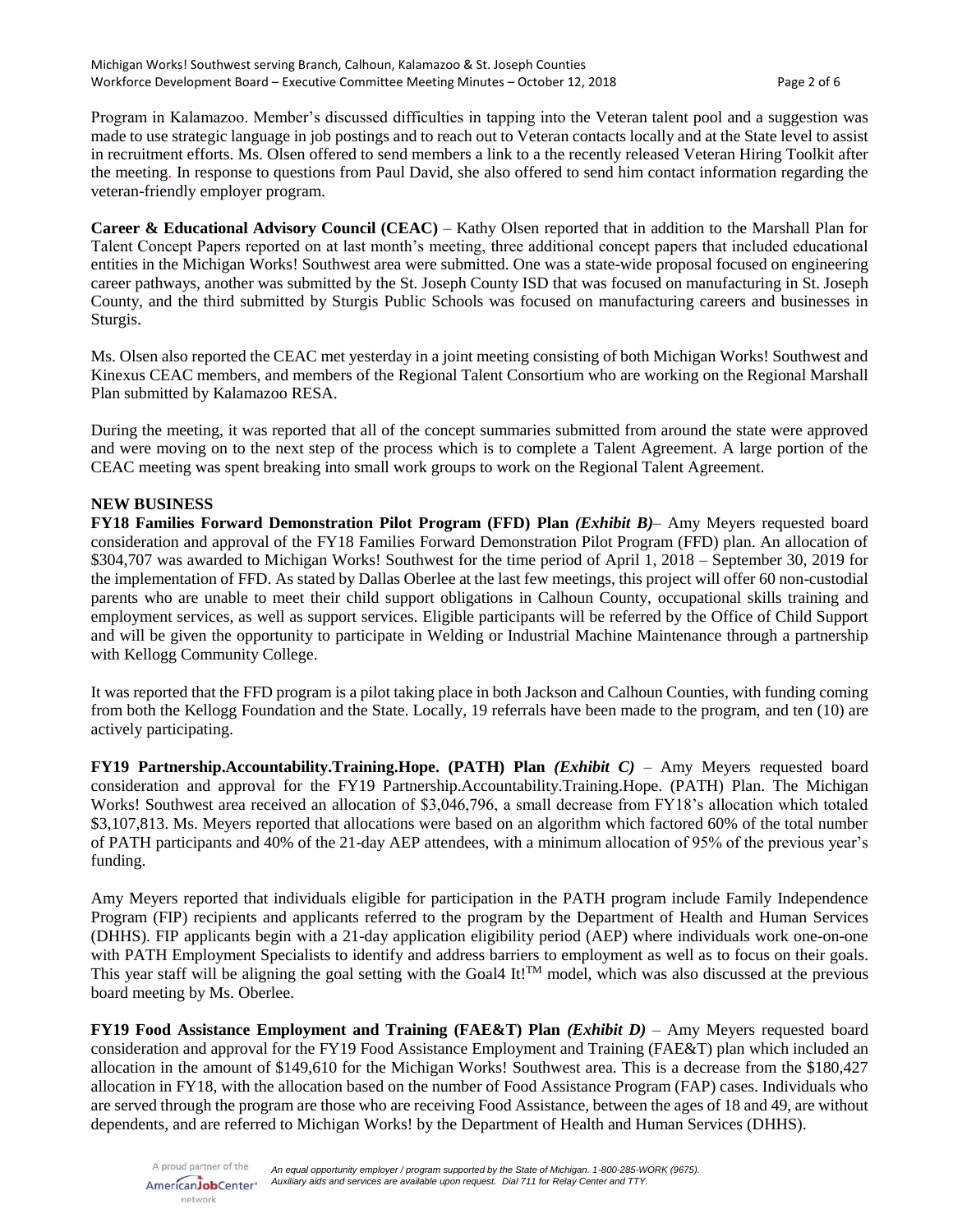Program in Kalamazoo. Member's discussed difficulties in tapping into the Veteran talent pool and a suggestion was made to use strategic language in job postings and to reach out to Veteran contacts locally and at the State level to assist in recruitment efforts. Ms. Olsen offered to send members a link to a the recently released Veteran Hiring Toolkit after the meeting. In response to questions from Paul David, she also offered to send him contact information regarding the veteran-friendly employer program.

**Career & Educational Advisory Council (CEAC)** – Kathy Olsen reported that in addition to the Marshall Plan for Talent Concept Papers reported on at last month's meeting, three additional concept papers that included educational entities in the Michigan Works! Southwest area were submitted. One was a state-wide proposal focused on engineering career pathways, another was submitted by the St. Joseph County ISD that was focused on manufacturing in St. Joseph County, and the third submitted by Sturgis Public Schools was focused on manufacturing careers and businesses in Sturgis.

Ms. Olsen also reported the CEAC met yesterday in a joint meeting consisting of both Michigan Works! Southwest and Kinexus CEAC members, and members of the Regional Talent Consortium who are working on the Regional Marshall Plan submitted by Kalamazoo RESA.

During the meeting, it was reported that all of the concept summaries submitted from around the state were approved and were moving on to the next step of the process which is to complete a Talent Agreement. A large portion of the CEAC meeting was spent breaking into small work groups to work on the Regional Talent Agreement.

**NEW BUSINESS**

**FY18 Families Forward Demonstration Pilot Program (FFD) Plan *(Exhibit B)***– Amy Meyers requested board consideration and approval of the FY18 Families Forward Demonstration Pilot Program (FFD) plan. An allocation of $304,707 was awarded to Michigan Works! Southwest for the time period of April 1, 2018 – September 30, 2019 for the implementation of FFD. As stated by Dallas Oberlee at the last few meetings, this project will offer 60 non-custodial parents who are unable to meet their child support obligations in Calhoun County, occupational skills training and employment services, as well as support services. Eligible participants will be referred by the Office of Child Support and will be given the opportunity to participate in Welding or Industrial Machine Maintenance through a partnership with Kellogg Community College.

It was reported that the FFD program is a pilot taking place in both Jackson and Calhoun Counties, with funding coming from both the Kellogg Foundation and the State. Locally, 19 referrals have been made to the program, and ten (10) are actively participating.

**FY19 Partnership.Accountability.Training.Hope. (PATH) Plan *(Exhibit C)*** – Amy Meyers requested board consideration and approval for the FY19 Partnership.Accountability.Training.Hope. (PATH) Plan. The Michigan Works! Southwest area received an allocation of $3,046,796, a small decrease from FY18's allocation which totaled $3,107,813. Ms. Meyers reported that allocations were based on an algorithm which factored 60% of the total number of PATH participants and 40% of the 21-day AEP attendees, with a minimum allocation of 95% of the previous year's funding.

Amy Meyers reported that individuals eligible for participation in the PATH program include Family Independence Program (FIP) recipients and applicants referred to the program by the Department of Health and Human Services (DHHS). FIP applicants begin with a 21-day application eligibility period (AEP) where individuals work one-on-one with PATH Employment Specialists to identify and address barriers to employment as well as to focus on their goals. This year staff will be aligning the goal setting with the Goal4 It!™ model, which was also discussed at the previous board meeting by Ms. Oberlee.

**FY19 Food Assistance Employment and Training (FAE&T) Plan *(Exhibit D)*** – Amy Meyers requested board consideration and approval for the FY19 Food Assistance Employment and Training (FAE&T) plan which included an allocation in the amount of $149,610 for the Michigan Works! Southwest area. This is a decrease from the $180,427 allocation in FY18, with the allocation based on the number of Food Assistance Program (FAP) cases. Individuals who are served through the program are those who are receiving Food Assistance, between the ages of 18 and 49, are without dependents, and are referred to Michigan Works! by the Department of Health and Human Services (DHHS).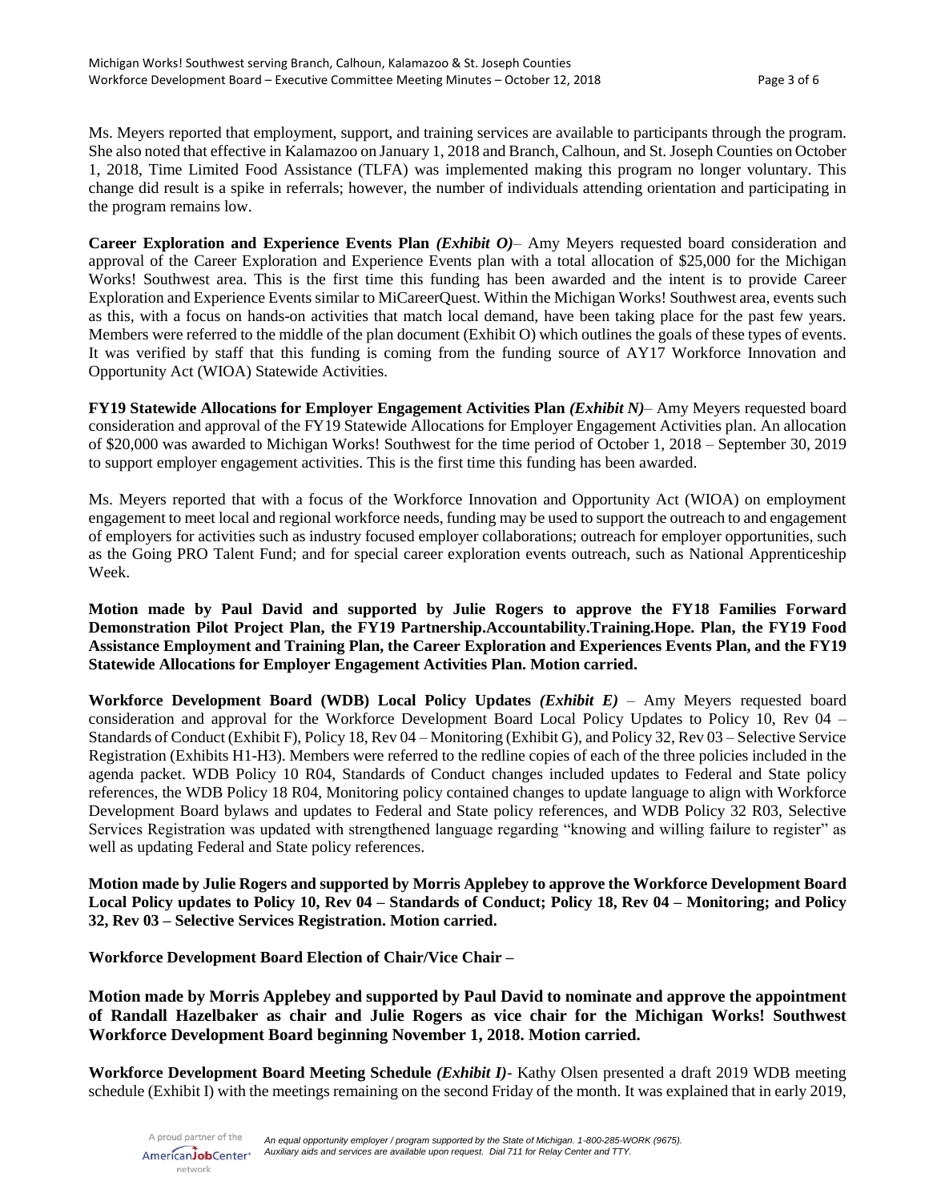Ms. Meyers reported that employment, support, and training services are available to participants through the program. She also noted that effective in Kalamazoo on January 1, 2018 and Branch, Calhoun, and St. Joseph Counties on October 1, 2018, Time Limited Food Assistance (TLFA) was implemented making this program no longer voluntary. This change did result is a spike in referrals; however, the number of individuals attending orientation and participating in the program remains low.

**Career Exploration and Experience Events Plan *(Exhibit O)*** – Amy Meyers requested board consideration and approval of the Career Exploration and Experience Events plan with a total allocation of $25,000 for the Michigan Works! Southwest area. This is the first time this funding has been awarded and the intent is to provide Career Exploration and Experience Events similar to MiCareerQuest. Within the Michigan Works! Southwest area, events such as this, with a focus on hands-on activities that match local demand, have been taking place for the past few years. Members were referred to the middle of the plan document (Exhibit O) which outlines the goals of these types of events. It was verified by staff that this funding is coming from the funding source of AY17 Workforce Innovation and Opportunity Act (WIOA) Statewide Activities.

**FY19 Statewide Allocations for Employer Engagement Activities Plan *(Exhibit N)*** – Amy Meyers requested board consideration and approval of the FY19 Statewide Allocations for Employer Engagement Activities plan. An allocation of $20,000 was awarded to Michigan Works! Southwest for the time period of October 1, 2018 – September 30, 2019 to support employer engagement activities. This is the first time this funding has been awarded.

Ms. Meyers reported that with a focus of the Workforce Innovation and Opportunity Act (WIOA) on employment engagement to meet local and regional workforce needs, funding may be used to support the outreach to and engagement of employers for activities such as industry focused employer collaborations; outreach for employer opportunities, such as the Going PRO Talent Fund; and for special career exploration events outreach, such as National Apprenticeship Week.

**Motion made by Paul David and supported by Julie Rogers to approve the FY18 Families Forward Demonstration Pilot Project Plan, the FY19 Partnership.Accountability.Training.Hope. Plan, the FY19 Food Assistance Employment and Training Plan, the Career Exploration and Experiences Events Plan, and the FY19 Statewide Allocations for Employer Engagement Activities Plan. Motion carried.**

**Workforce Development Board (WDB) Local Policy Updates *(Exhibit E)*** – Amy Meyers requested board consideration and approval for the Workforce Development Board Local Policy Updates to Policy 10, Rev 04 – Standards of Conduct (Exhibit F), Policy 18, Rev 04 – Monitoring (Exhibit G), and Policy 32, Rev 03 – Selective Service Registration (Exhibits H1-H3). Members were referred to the redline copies of each of the three policies included in the agenda packet. WDB Policy 10 R04, Standards of Conduct changes included updates to Federal and State policy references, the WDB Policy 18 R04, Monitoring policy contained changes to update language to align with Workforce Development Board bylaws and updates to Federal and State policy references, and WDB Policy 32 R03, Selective Services Registration was updated with strengthened language regarding "knowing and willing failure to register" as well as updating Federal and State policy references.

**Motion made by Julie Rogers and supported by Morris Applebey to approve the Workforce Development Board Local Policy updates to Policy 10, Rev 04 – Standards of Conduct; Policy 18, Rev 04 – Monitoring; and Policy 32, Rev 03 – Selective Services Registration. Motion carried.**

**Workforce Development Board Election of Chair/Vice Chair –**

**Motion made by Morris Applebey and supported by Paul David to nominate and approve the appointment of Randall Hazelbaker as chair and Julie Rogers as vice chair for the Michigan Works! Southwest Workforce Development Board beginning November 1, 2018. Motion carried.**

**Workforce Development Board Meeting Schedule *(Exhibit I)*** - Kathy Olsen presented a draft 2019 WDB meeting schedule (Exhibit I) with the meetings remaining on the second Friday of the month. It was explained that in early 2019,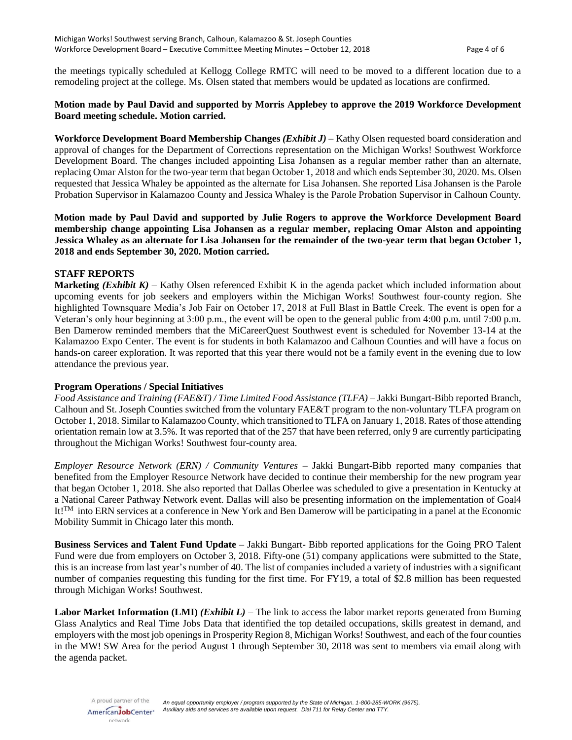the meetings typically scheduled at Kellogg College RMTC will need to be moved to a different location due to a remodeling project at the college. Ms. Olsen stated that members would be updated as locations are confirmed.

**Motion made by Paul David and supported by Morris Applebey to approve the 2019 Workforce Development Board meeting schedule. Motion carried.**

**Workforce Development Board Membership Changes** ***(Exhibit J)*** – Kathy Olsen requested board consideration and approval of changes for the Department of Corrections representation on the Michigan Works! Southwest Workforce Development Board. The changes included appointing Lisa Johansen as a regular member rather than an alternate, replacing Omar Alston for the two-year term that began October 1, 2018 and which ends September 30, 2020. Ms. Olsen requested that Jessica Whaley be appointed as the alternate for Lisa Johansen. She reported Lisa Johansen is the Parole Probation Supervisor in Kalamazoo County and Jessica Whaley is the Parole Probation Supervisor in Calhoun County.

**Motion made by Paul David and supported by Julie Rogers to approve the Workforce Development Board membership change appointing Lisa Johansen as a regular member, replacing Omar Alston and appointing Jessica Whaley as an alternate for Lisa Johansen for the remainder of the two-year term that began October 1, 2018 and ends September 30, 2020. Motion carried.**

## STAFF REPORTS

**Marketing** ***(Exhibit K)*** – Kathy Olsen referenced Exhibit K in the agenda packet which included information about upcoming events for job seekers and employers within the Michigan Works! Southwest four-county region. She highlighted Townsquare Media's Job Fair on October 17, 2018 at Full Blast in Battle Creek. The event is open for a Veteran's only hour beginning at 3:00 p.m., the event will be open to the general public from 4:00 p.m. until 7:00 p.m. Ben Damerow reminded members that the MiCareerQuest Southwest event is scheduled for November 13-14 at the Kalamazoo Expo Center. The event is for students in both Kalamazoo and Calhoun Counties and will have a focus on hands-on career exploration. It was reported that this year there would not be a family event in the evening due to low attendance the previous year.

**Program Operations / Special Initiatives**

*Food Assistance and Training (FAE&T) / Time Limited Food Assistance (TLFA)* – Jakki Bungart-Bibb reported Branch, Calhoun and St. Joseph Counties switched from the voluntary FAE&T program to the non-voluntary TLFA program on October 1, 2018. Similar to Kalamazoo County, which transitioned to TLFA on January 1, 2018. Rates of those attending orientation remain low at 3.5%. It was reported that of the 257 that have been referred, only 9 are currently participating throughout the Michigan Works! Southwest four-county area.

*Employer Resource Network (ERN) / Community Ventures* – Jakki Bungart-Bibb reported many companies that benefited from the Employer Resource Network have decided to continue their membership for the new program year that began October 1, 2018. She also reported that Dallas Oberlee was scheduled to give a presentation in Kentucky at a National Career Pathway Network event. Dallas will also be presenting information on the implementation of Goal4 It!™ into ERN services at a conference in New York and Ben Damerow will be participating in a panel at the Economic Mobility Summit in Chicago later this month.

**Business Services and Talent Fund Update** – Jakki Bungart- Bibb reported applications for the Going PRO Talent Fund were due from employers on October 3, 2018. Fifty-one (51) company applications were submitted to the State, this is an increase from last year's number of 40. The list of companies included a variety of industries with a significant number of companies requesting this funding for the first time. For FY19, a total of $2.8 million has been requested through Michigan Works! Southwest.

**Labor Market Information (LMI)** ***(Exhibit L)*** – The link to access the labor market reports generated from Burning Glass Analytics and Real Time Jobs Data that identified the top detailed occupations, skills greatest in demand, and employers with the most job openings in Prosperity Region 8, Michigan Works! Southwest, and each of the four counties in the MW! SW Area for the period August 1 through September 30, 2018 was sent to members via email along with the agenda packet.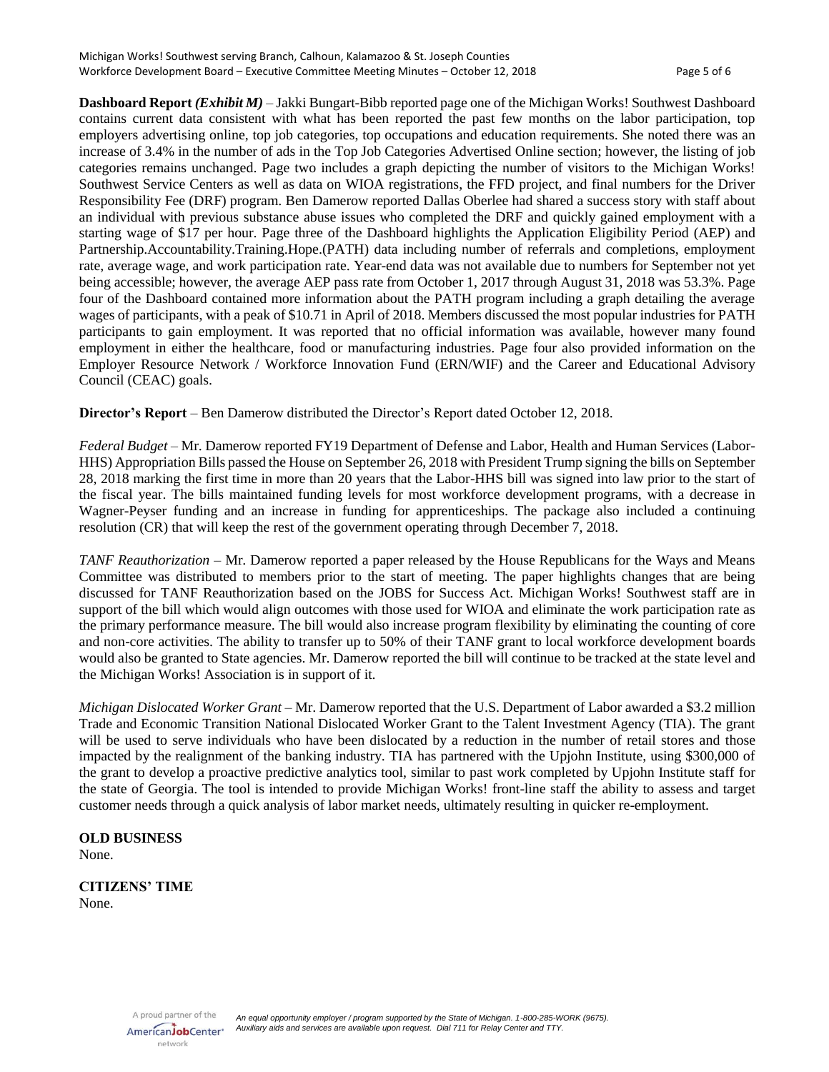**Dashboard Report *(Exhibit M)*** – Jakki Bungart-Bibb reported page one of the Michigan Works! Southwest Dashboard contains current data consistent with what has been reported the past few months on the labor participation, top employers advertising online, top job categories, top occupations and education requirements. She noted there was an increase of 3.4% in the number of ads in the Top Job Categories Advertised Online section; however, the listing of job categories remains unchanged. Page two includes a graph depicting the number of visitors to the Michigan Works! Southwest Service Centers as well as data on WIOA registrations, the FFD project, and final numbers for the Driver Responsibility Fee (DRF) program. Ben Damerow reported Dallas Oberlee had shared a success story with staff about an individual with previous substance abuse issues who completed the DRF and quickly gained employment with a starting wage of $17 per hour. Page three of the Dashboard highlights the Application Eligibility Period (AEP) and Partnership.Accountability.Training.Hope.(PATH) data including number of referrals and completions, employment rate, average wage, and work participation rate. Year-end data was not available due to numbers for September not yet being accessible; however, the average AEP pass rate from October 1, 2017 through August 31, 2018 was 53.3%. Page four of the Dashboard contained more information about the PATH program including a graph detailing the average wages of participants, with a peak of $10.71 in April of 2018. Members discussed the most popular industries for PATH participants to gain employment. It was reported that no official information was available, however many found employment in either the healthcare, food or manufacturing industries. Page four also provided information on the Employer Resource Network / Workforce Innovation Fund (ERN/WIF) and the Career and Educational Advisory Council (CEAC) goals.

**Director's Report** – Ben Damerow distributed the Director's Report dated October 12, 2018.

*Federal Budget* – Mr. Damerow reported FY19 Department of Defense and Labor, Health and Human Services (Labor-HHS) Appropriation Bills passed the House on September 26, 2018 with President Trump signing the bills on September 28, 2018 marking the first time in more than 20 years that the Labor-HHS bill was signed into law prior to the start of the fiscal year. The bills maintained funding levels for most workforce development programs, with a decrease in Wagner-Peyser funding and an increase in funding for apprenticeships. The package also included a continuing resolution (CR) that will keep the rest of the government operating through December 7, 2018.

*TANF Reauthorization* – Mr. Damerow reported a paper released by the House Republicans for the Ways and Means Committee was distributed to members prior to the start of meeting. The paper highlights changes that are being discussed for TANF Reauthorization based on the JOBS for Success Act. Michigan Works! Southwest staff are in support of the bill which would align outcomes with those used for WIOA and eliminate the work participation rate as the primary performance measure. The bill would also increase program flexibility by eliminating the counting of core and non-core activities. The ability to transfer up to 50% of their TANF grant to local workforce development boards would also be granted to State agencies. Mr. Damerow reported the bill will continue to be tracked at the state level and the Michigan Works! Association is in support of it.

*Michigan Dislocated Worker Grant* – Mr. Damerow reported that the U.S. Department of Labor awarded a $3.2 million Trade and Economic Transition National Dislocated Worker Grant to the Talent Investment Agency (TIA). The grant will be used to serve individuals who have been dislocated by a reduction in the number of retail stores and those impacted by the realignment of the banking industry. TIA has partnered with the Upjohn Institute, using $300,000 of the grant to develop a proactive predictive analytics tool, similar to past work completed by Upjohn Institute staff for the state of Georgia. The tool is intended to provide Michigan Works! front-line staff the ability to assess and target customer needs through a quick analysis of labor market needs, ultimately resulting in quicker re-employment.

**OLD BUSINESS**
None.

**CITIZENS' TIME**
None.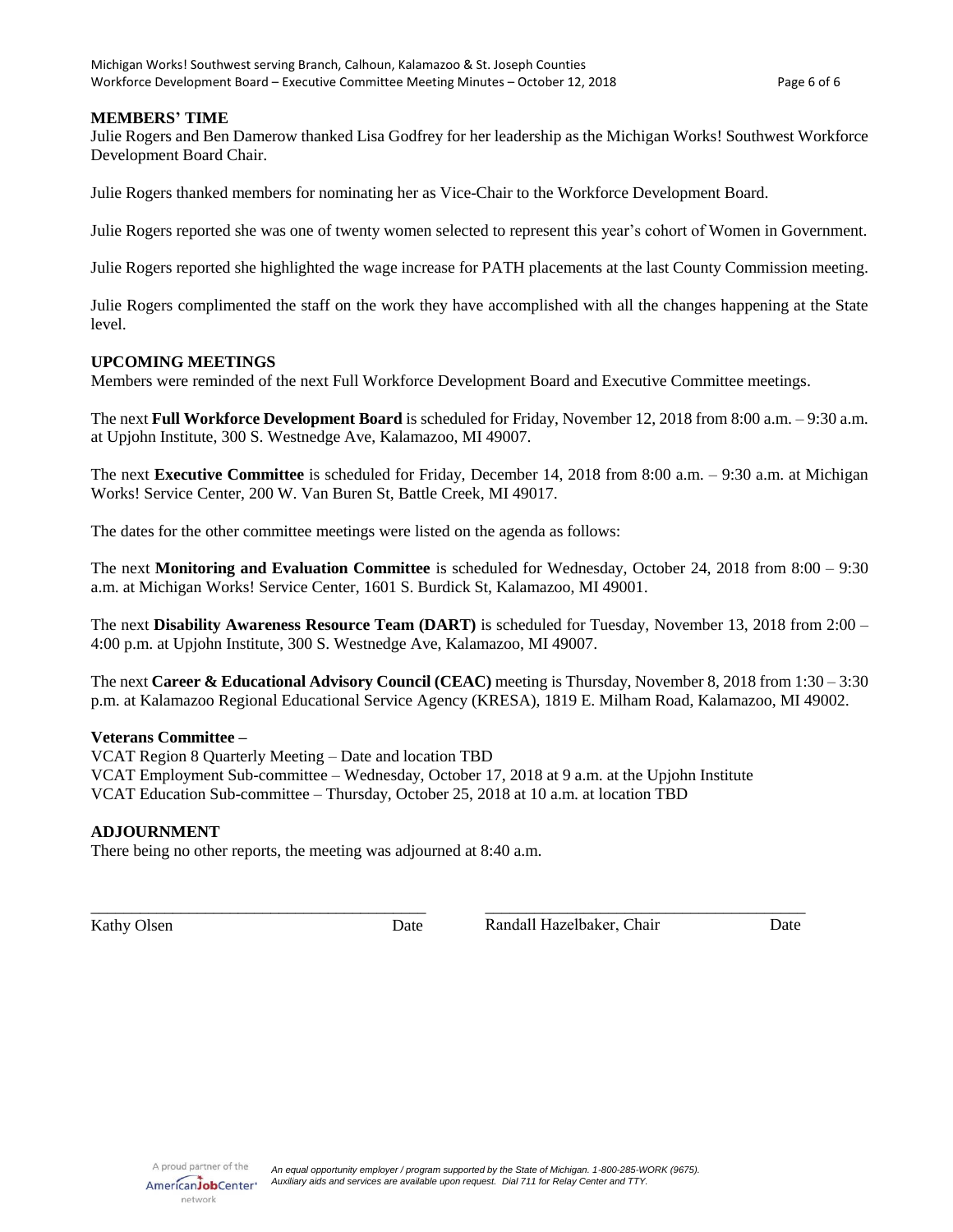**MEMBERS' TIME**

Julie Rogers and Ben Damerow thanked Lisa Godfrey for her leadership as the Michigan Works! Southwest Workforce Development Board Chair.

Julie Rogers thanked members for nominating her as Vice-Chair to the Workforce Development Board.

Julie Rogers reported she was one of twenty women selected to represent this year's cohort of Women in Government.

Julie Rogers reported she highlighted the wage increase for PATH placements at the last County Commission meeting.

Julie Rogers complimented the staff on the work they have accomplished with all the changes happening at the State level.

**UPCOMING MEETINGS**

Members were reminded of the next Full Workforce Development Board and Executive Committee meetings.

The next **Full Workforce Development Board** is scheduled for Friday, November 12, 2018 from 8:00 a.m. – 9:30 a.m. at Upjohn Institute, 300 S. Westnedge Ave, Kalamazoo, MI 49007.

The next **Executive Committee** is scheduled for Friday, December 14, 2018 from 8:00 a.m. – 9:30 a.m. at Michigan Works! Service Center, 200 W. Van Buren St, Battle Creek, MI 49017.

The dates for the other committee meetings were listed on the agenda as follows:

The next **Monitoring and Evaluation Committee** is scheduled for Wednesday, October 24, 2018 from 8:00 – 9:30 a.m. at Michigan Works! Service Center, 1601 S. Burdick St, Kalamazoo, MI 49001.

The next **Disability Awareness Resource Team (DART)** is scheduled for Tuesday, November 13, 2018 from 2:00 – 4:00 p.m. at Upjohn Institute, 300 S. Westnedge Ave, Kalamazoo, MI 49007.

The next **Career & Educational Advisory Council (CEAC)** meeting is Thursday, November 8, 2018 from 1:30 – 3:30 p.m. at Kalamazoo Regional Educational Service Agency (KRESA), 1819 E. Milham Road, Kalamazoo, MI 49002.

**Veterans Committee –**

VCAT Region 8 Quarterly Meeting – Date and location TBD
VCAT Employment Sub-committee – Wednesday, October 17, 2018 at 9 a.m. at the Upjohn Institute
VCAT Education Sub-committee – Thursday, October 25, 2018 at 10 a.m. at location TBD

**ADJOURNMENT**

There being no other reports, the meeting was adjourned at 8:40 a.m.

\_\_\_\_\_\_\_\_\_\_\_\_\_\_\_\_\_\_\_\_\_\_\_\_\_\_\_\_\_\_\_\_\_\_\_\_\_\_\_\_
Kathy Olsen Date

\_\_\_\_\_\_\_\_\_\_\_\_\_\_\_\_\_\_\_\_\_\_\_\_\_\_\_\_\_\_\_\_\_\_\_\_\_\_\_\_
Randall Hazelbaker, Chair Date

A proud partner of the AmericanJobCenter network

*An equal opportunity employer / program supported by the State of Michigan. 1-800-285-WORK (9675). Auxiliary aids and services are available upon request. Dial 711 for Relay Center and TTY.*